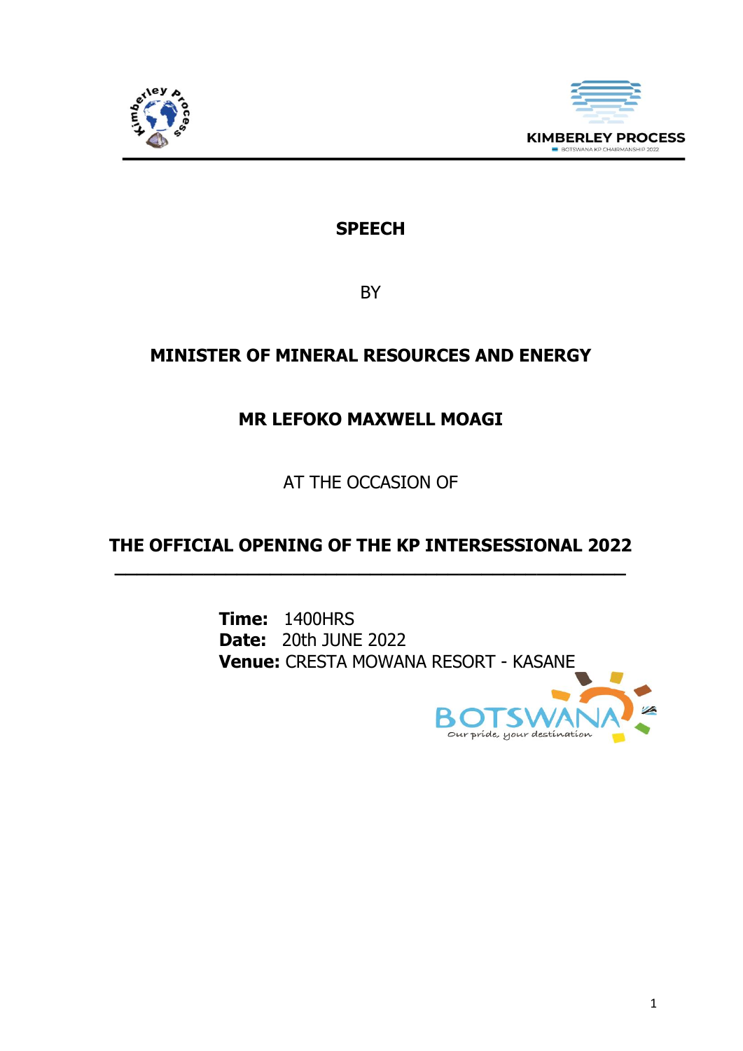KIMBERLEY PROCESS

BOTSWANA KP CHAIRMANSHIP 2022

# SPEECH

BY

## MINISTER OF MINERAL RESOURCES AND ENERGY

## MR LEFOKO MAXWELL MOAGI

AT THE OCCASION OF

## THE OFFICIAL OPENING OF THE KP INTERSESSIONAL 2022

---

**Time:** 1400HRS
**Date:** 20th JUNE 2022
**Venue:** CRESTA MOWANA RESORT - KASANE

BOTSWANA
Our pride, your destination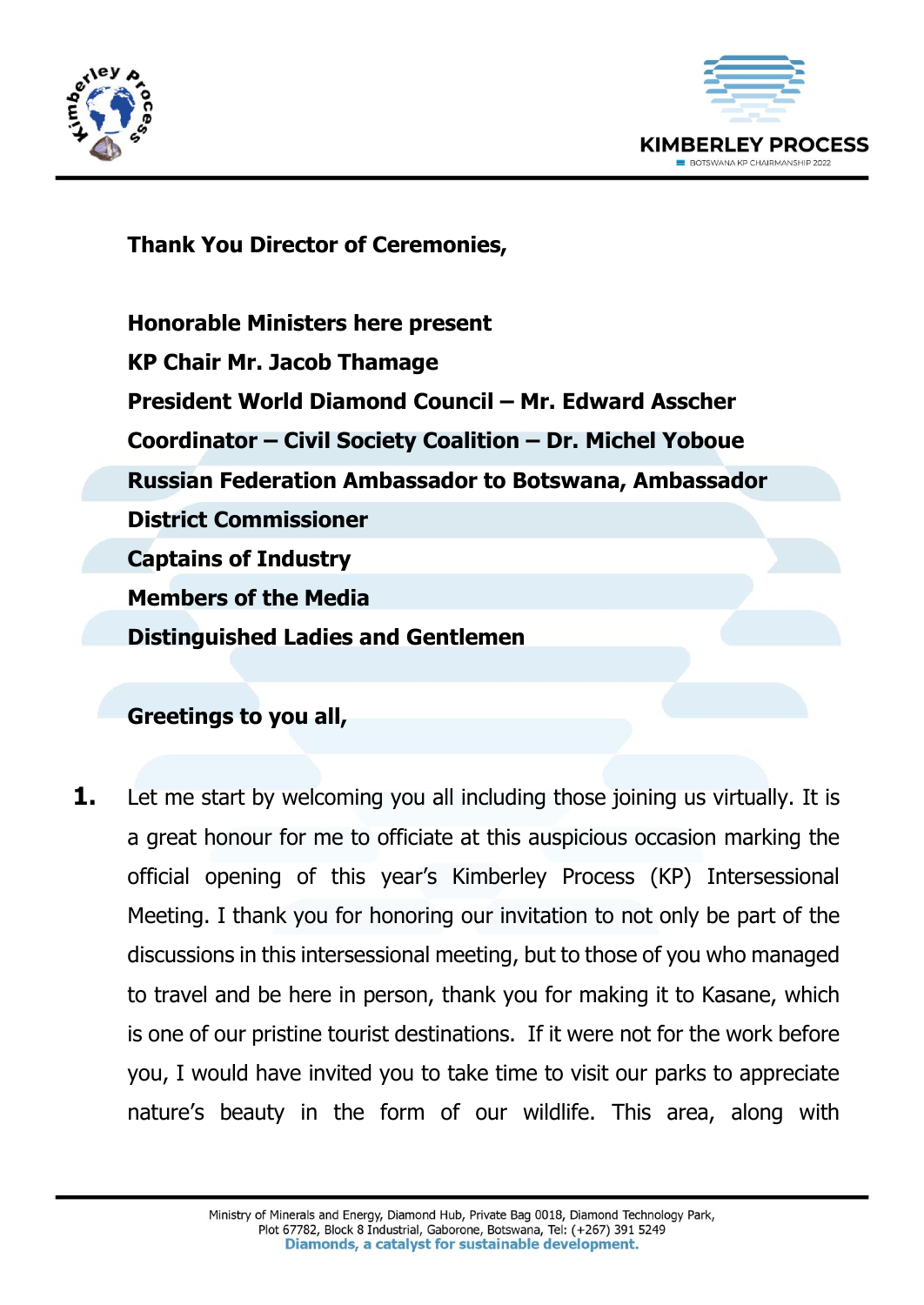**Thank You Director of Ceremonies,**

**Honorable Ministers here present**
**KP Chair Mr. Jacob Thamage**
**President World Diamond Council – Mr. Edward Asscher**
**Coordinator – Civil Society Coalition – Dr. Michel Yoboue**
**Russian Federation Ambassador to Botswana, Ambassador**
**District Commissioner**
**Captains of Industry**
**Members of the Media**
**Distinguished Ladies and Gentlemen**

**Greetings to you all,**

**1.** Let me start by welcoming you all including those joining us virtually. It is a great honour for me to officiate at this auspicious occasion marking the official opening of this year's Kimberley Process (KP) Intersessional Meeting. I thank you for honoring our invitation to not only be part of the discussions in this intersessional meeting, but to those of you who managed to travel and be here in person, thank you for making it to Kasane, which is one of our pristine tourist destinations. If it were not for the work before you, I would have invited you to take time to visit our parks to appreciate nature's beauty in the form of our wildlife. This area, along with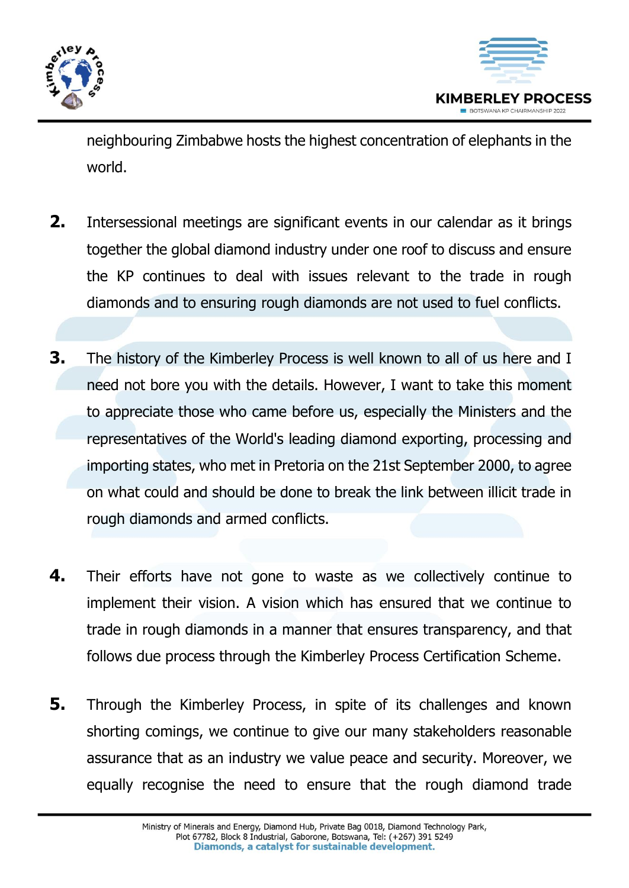neighbouring Zimbabwe hosts the highest concentration of elephants in the world.

**2.** Intersessional meetings are significant events in our calendar as it brings together the global diamond industry under one roof to discuss and ensure the KP continues to deal with issues relevant to the trade in rough diamonds and to ensuring rough diamonds are not used to fuel conflicts.

**3.** The history of the Kimberley Process is well known to all of us here and I need not bore you with the details. However, I want to take this moment to appreciate those who came before us, especially the Ministers and the representatives of the World's leading diamond exporting, processing and importing states, who met in Pretoria on the 21st September 2000, to agree on what could and should be done to break the link between illicit trade in rough diamonds and armed conflicts.

**4.** Their efforts have not gone to waste as we collectively continue to implement their vision. A vision which has ensured that we continue to trade in rough diamonds in a manner that ensures transparency, and that follows due process through the Kimberley Process Certification Scheme.

**5.** Through the Kimberley Process, in spite of its challenges and known shorting comings, we continue to give our many stakeholders reasonable assurance that as an industry we value peace and security. Moreover, we equally recognise the need to ensure that the rough diamond trade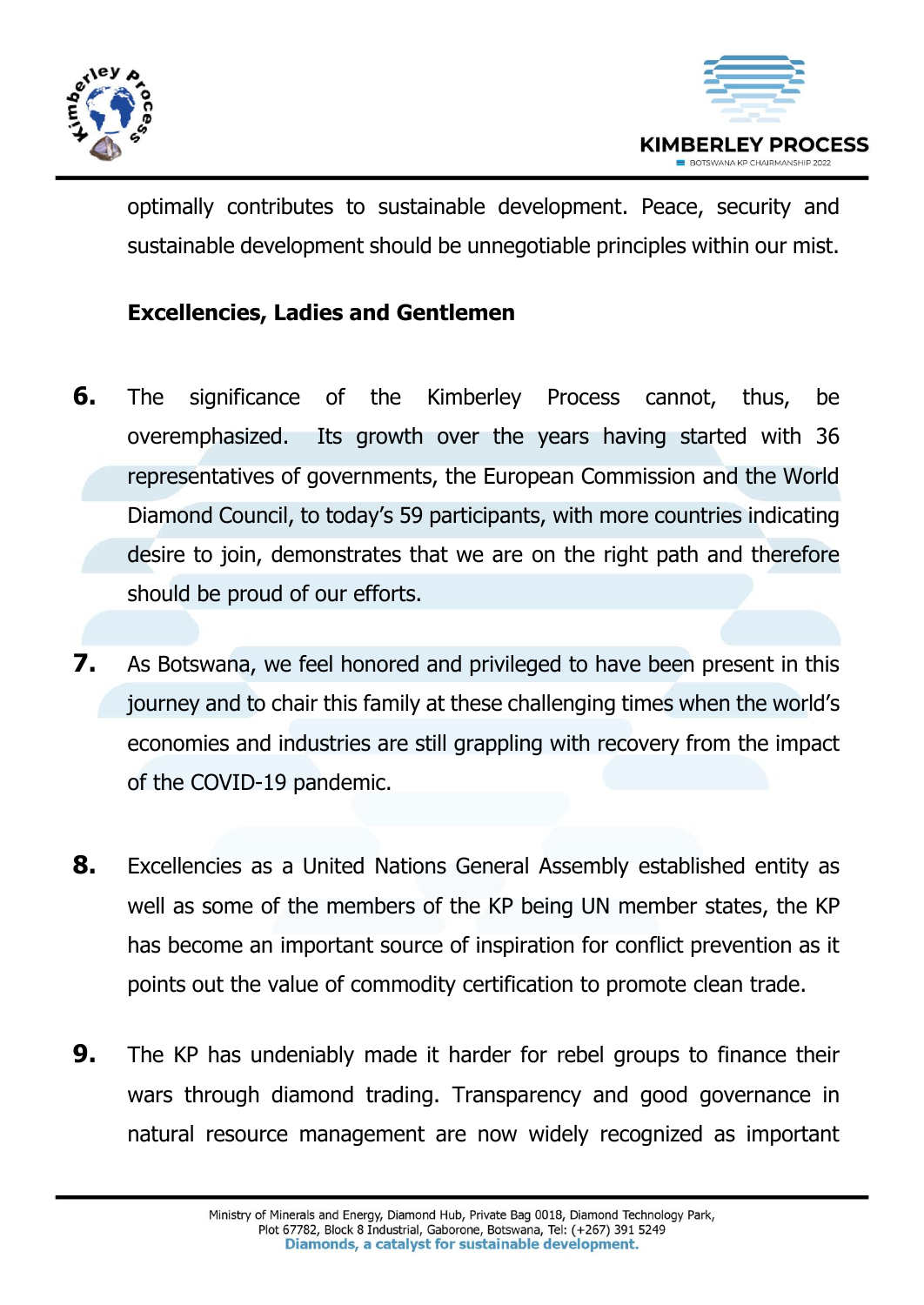optimally contributes to sustainable development. Peace, security and sustainable development should be unnegotiable principles within our mist.

**Excellencies, Ladies and Gentlemen**

**6.** The significance of the Kimberley Process cannot, thus, be overemphasized. Its growth over the years having started with 36 representatives of governments, the European Commission and the World Diamond Council, to today's 59 participants, with more countries indicating desire to join, demonstrates that we are on the right path and therefore should be proud of our efforts.

**7.** As Botswana, we feel honored and privileged to have been present in this journey and to chair this family at these challenging times when the world's economies and industries are still grappling with recovery from the impact of the COVID-19 pandemic.

**8.** Excellencies as a United Nations General Assembly established entity as well as some of the members of the KP being UN member states, the KP has become an important source of inspiration for conflict prevention as it points out the value of commodity certification to promote clean trade.

**9.** The KP has undeniably made it harder for rebel groups to finance their wars through diamond trading. Transparency and good governance in natural resource management are now widely recognized as important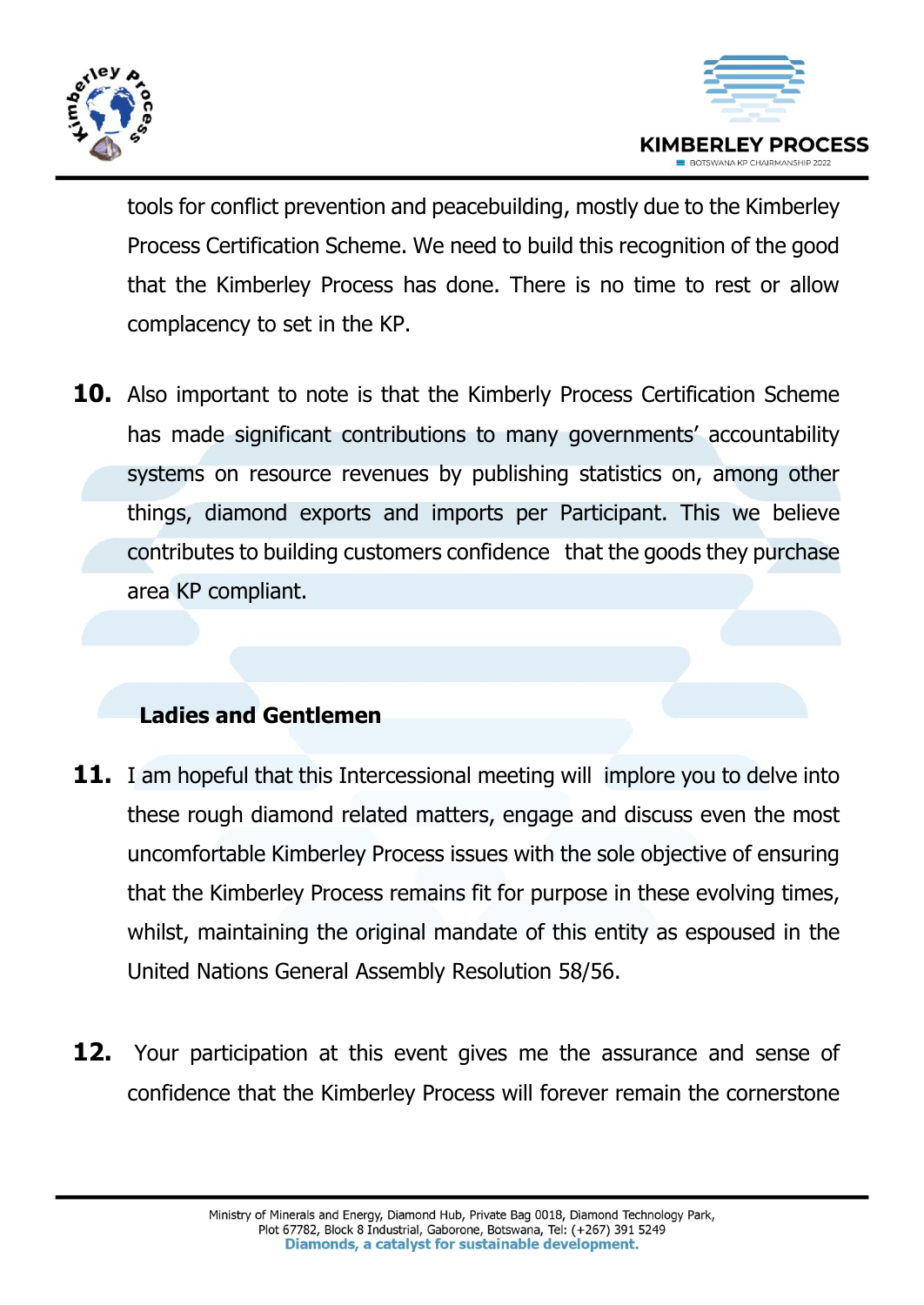tools for conflict prevention and peacebuilding, mostly due to the Kimberley Process Certification Scheme. We need to build this recognition of the good that the Kimberley Process has done. There is no time to rest or allow complacency to set in the KP.

**10.** Also important to note is that the Kimberly Process Certification Scheme has made significant contributions to many governments' accountability systems on resource revenues by publishing statistics on, among other things, diamond exports and imports per Participant. This we believe contributes to building customers confidence that the goods they purchase area KP compliant.

**Ladies and Gentlemen**

**11.** I am hopeful that this Intercessional meeting will implore you to delve into these rough diamond related matters, engage and discuss even the most uncomfortable Kimberley Process issues with the sole objective of ensuring that the Kimberley Process remains fit for purpose in these evolving times, whilst, maintaining the original mandate of this entity as espoused in the United Nations General Assembly Resolution 58/56.

**12.** Your participation at this event gives me the assurance and sense of confidence that the Kimberley Process will forever remain the cornerstone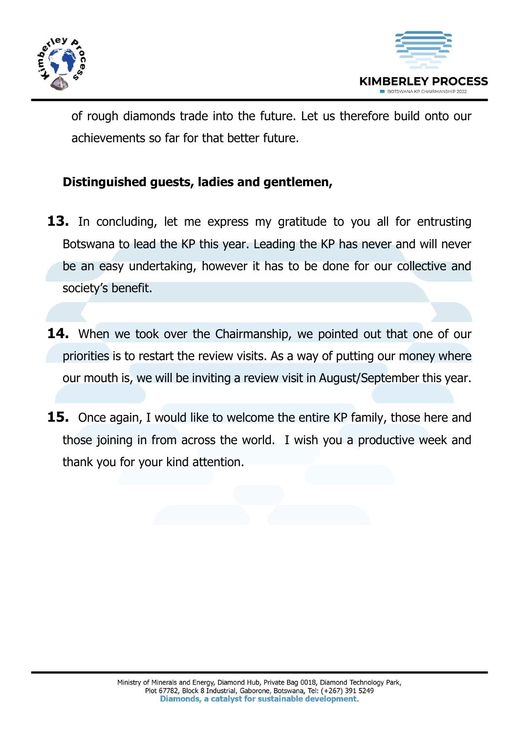of rough diamonds trade into the future. Let us therefore build onto our achievements so far for that better future.

**Distinguished guests, ladies and gentlemen,**

**13.** In concluding, let me express my gratitude to you all for entrusting Botswana to lead the KP this year. Leading the KP has never and will never be an easy undertaking, however it has to be done for our collective and society's benefit.

**14.** When we took over the Chairmanship, we pointed out that one of our priorities is to restart the review visits. As a way of putting our money where our mouth is, we will be inviting a review visit in August/September this year.

**15.** Once again, I would like to welcome the entire KP family, those here and those joining in from across the world. I wish you a productive week and thank you for your kind attention.